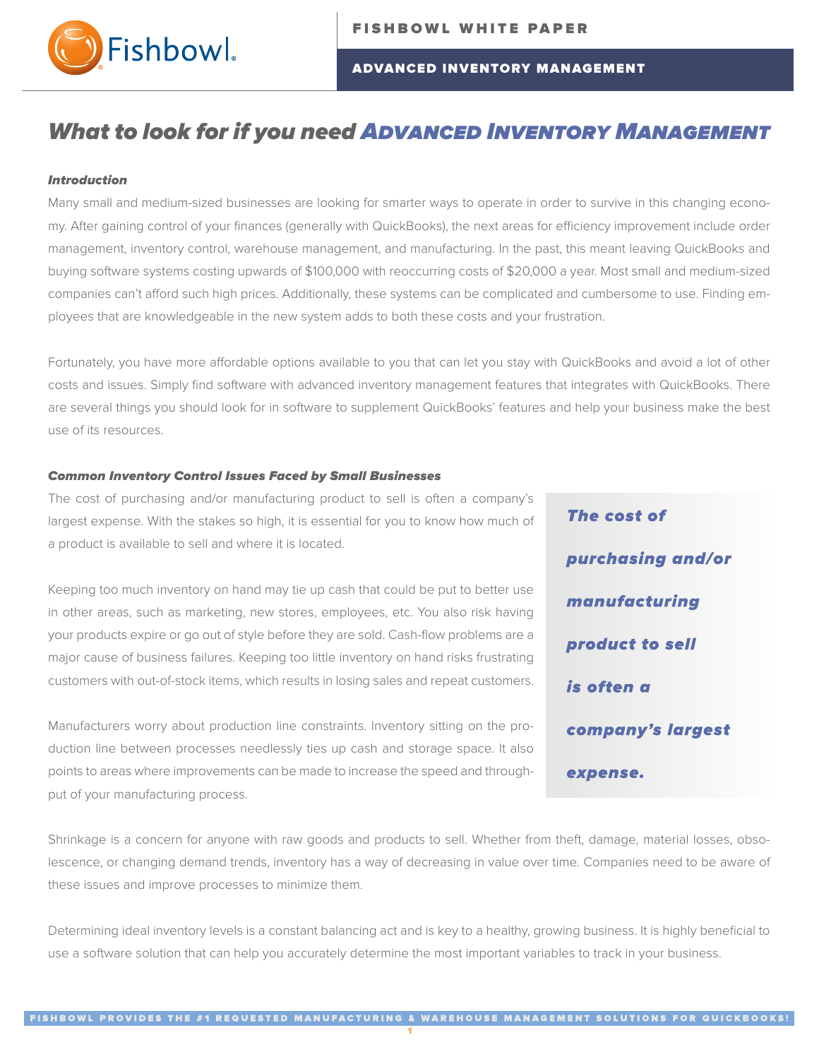# What to look for if you need *Advanced Inventory Management*

### *Introduction*

Many small and medium-sized businesses are looking for smarter ways to operate in order to survive in this changing economy. After gaining control of your finances (generally with QuickBooks), the next areas for efficiency improvement include order management, inventory control, warehouse management, and manufacturing. In the past, this meant leaving QuickBooks and buying software systems costing upwards of $100,000 with reoccurring costs of $20,000 a year. Most small and medium-sized companies can't afford such high prices. Additionally, these systems can be complicated and cumbersome to use. Finding employees that are knowledgeable in the new system adds to both these costs and your frustration.

Fortunately, you have more affordable options available to you that can let you stay with QuickBooks and avoid a lot of other costs and issues. Simply find software with advanced inventory management features that integrates with QuickBooks. There are several things you should look for in software to supplement QuickBooks' features and help your business make the best use of its resources.

### *Common Inventory Control Issues Faced by Small Businesses*

The cost of purchasing and/or manufacturing product to sell is often a company's largest expense. With the stakes so high, it is essential for you to know how much of a product is available to sell and where it is located.

Keeping too much inventory on hand may tie up cash that could be put to better use in other areas, such as marketing, new stores, employees, etc. You also risk having your products expire or go out of style before they are sold. Cash-flow problems are a major cause of business failures. Keeping too little inventory on hand risks frustrating customers with out-of-stock items, which results in losing sales and repeat customers.

Manufacturers worry about production line constraints. Inventory sitting on the production line between processes needlessly ties up cash and storage space. It also points to areas where improvements can be made to increase the speed and throughput of your manufacturing process.

> ***The cost of purchasing and/or manufacturing product to sell is often a company's largest expense.***

Shrinkage is a concern for anyone with raw goods and products to sell. Whether from theft, damage, material losses, obsolescence, or changing demand trends, inventory has a way of decreasing in value over time. Companies need to be aware of these issues and improve processes to minimize them.

Determining ideal inventory levels is a constant balancing act and is key to a healthy, growing business. It is highly beneficial to use a software solution that can help you accurately determine the most important variables to track in your business.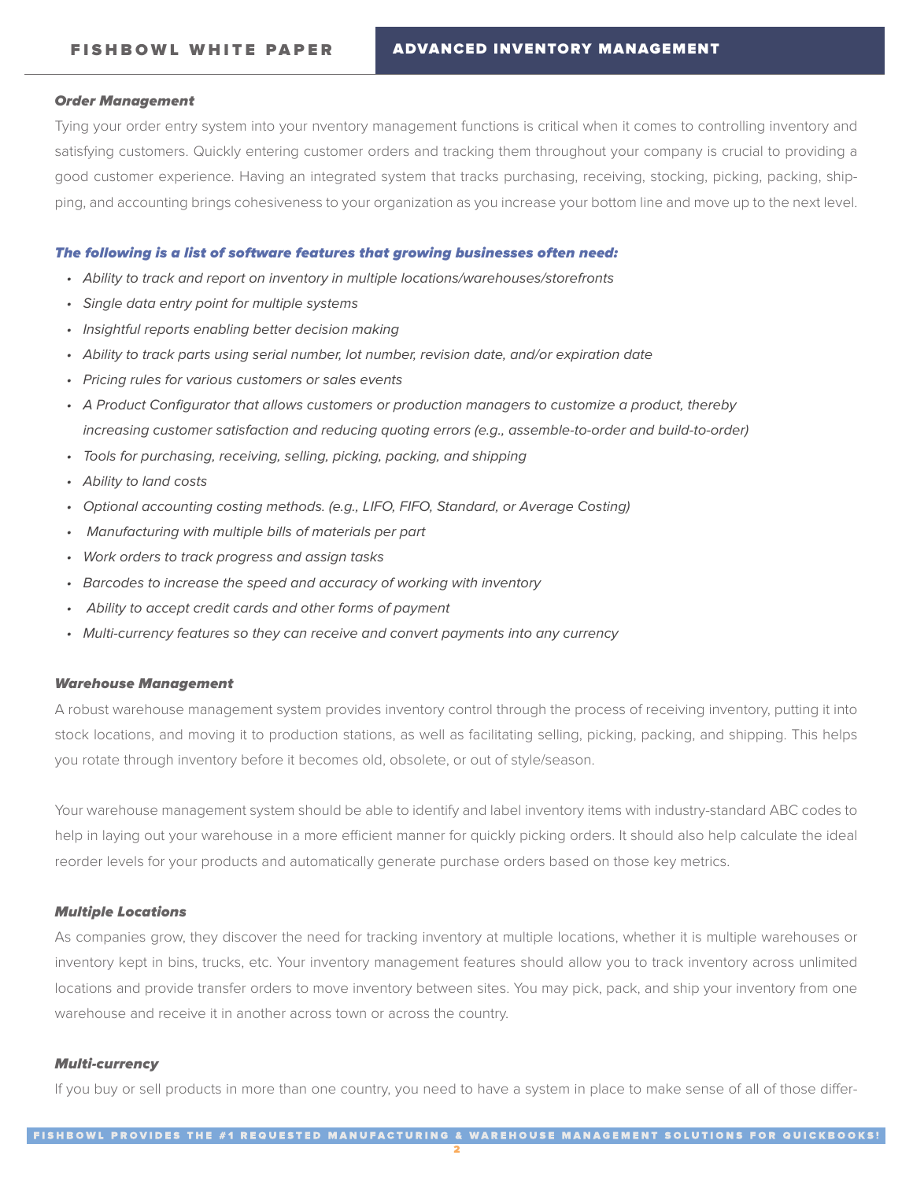### *Order Management*

Tying your order entry system into your nventory management functions is critical when it comes to controlling inventory and satisfying customers. Quickly entering customer orders and tracking them throughout your company is crucial to providing a good customer experience. Having an integrated system that tracks purchasing, receiving, stocking, picking, packing, shipping, and accounting brings cohesiveness to your organization as you increase your bottom line and move up to the next level.

***The following is a list of software features that growing businesses often need:***

- *Ability to track and report on inventory in multiple locations/warehouses/storefronts*
- *Single data entry point for multiple systems*
- *Insightful reports enabling better decision making*
- *Ability to track parts using serial number, lot number, revision date, and/or expiration date*
- *Pricing rules for various customers or sales events*
- *A Product Configurator that allows customers or production managers to customize a product, thereby increasing customer satisfaction and reducing quoting errors (e.g., assemble-to-order and build-to-order)*
- *Tools for purchasing, receiving, selling, picking, packing, and shipping*
- *Ability to land costs*
- *Optional accounting costing methods. (e.g., LIFO, FIFO, Standard, or Average Costing)*
- *Manufacturing with multiple bills of materials per part*
- *Work orders to track progress and assign tasks*
- *Barcodes to increase the speed and accuracy of working with inventory*
- *Ability to accept credit cards and other forms of payment*
- *Multi-currency features so they can receive and convert payments into any currency*

### *Warehouse Management*

A robust warehouse management system provides inventory control through the process of receiving inventory, putting it into stock locations, and moving it to production stations, as well as facilitating selling, picking, packing, and shipping. This helps you rotate through inventory before it becomes old, obsolete, or out of style/season.

Your warehouse management system should be able to identify and label inventory items with industry-standard ABC codes to help in laying out your warehouse in a more efficient manner for quickly picking orders. It should also help calculate the ideal reorder levels for your products and automatically generate purchase orders based on those key metrics.

### *Multiple Locations*

As companies grow, they discover the need for tracking inventory at multiple locations, whether it is multiple warehouses or inventory kept in bins, trucks, etc. Your inventory management features should allow you to track inventory across unlimited locations and provide transfer orders to move inventory between sites. You may pick, pack, and ship your inventory from one warehouse and receive it in another across town or across the country.

### *Multi-currency*

If you buy or sell products in more than one country, you need to have a system in place to make sense of all of those differ-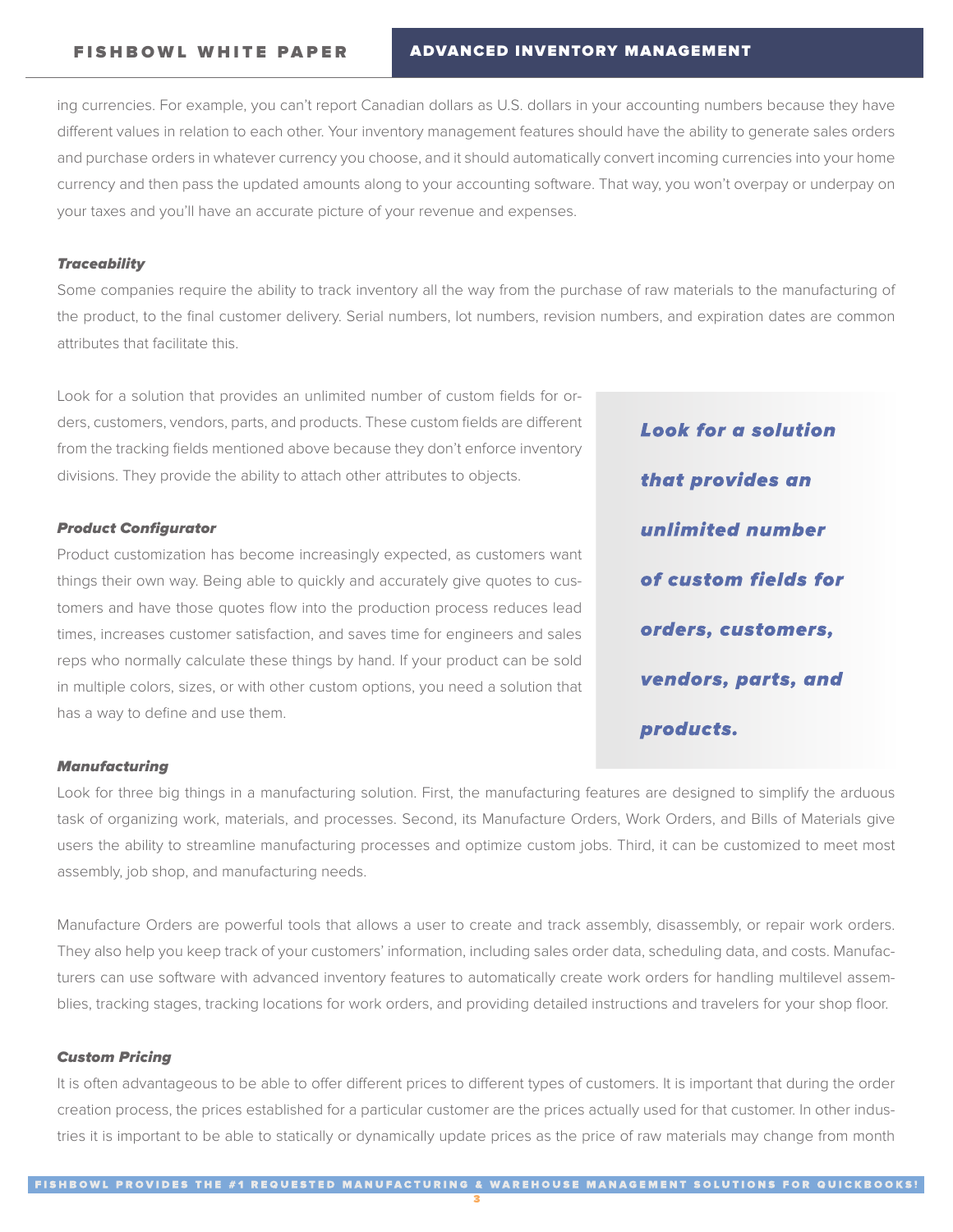ing currencies. For example, you can't report Canadian dollars as U.S. dollars in your accounting numbers because they have different values in relation to each other. Your inventory management features should have the ability to generate sales orders and purchase orders in whatever currency you choose, and it should automatically convert incoming currencies into your home currency and then pass the updated amounts along to your accounting software. That way, you won't overpay or underpay on your taxes and you'll have an accurate picture of your revenue and expenses.

***Traceability***

Some companies require the ability to track inventory all the way from the purchase of raw materials to the manufacturing of the product, to the final customer delivery. Serial numbers, lot numbers, revision numbers, and expiration dates are common attributes that facilitate this.

Look for a solution that provides an unlimited number of custom fields for orders, customers, vendors, parts, and products. These custom fields are different from the tracking fields mentioned above because they don't enforce inventory divisions. They provide the ability to attach other attributes to objects.

> ***Look for a solution that provides an unlimited number of custom fields for orders, customers, vendors, parts, and products.***

***Product Configurator***

Product customization has become increasingly expected, as customers want things their own way. Being able to quickly and accurately give quotes to customers and have those quotes flow into the production process reduces lead times, increases customer satisfaction, and saves time for engineers and sales reps who normally calculate these things by hand. If your product can be sold in multiple colors, sizes, or with other custom options, you need a solution that has a way to define and use them.

***Manufacturing***

Look for three big things in a manufacturing solution. First, the manufacturing features are designed to simplify the arduous task of organizing work, materials, and processes. Second, its Manufacture Orders, Work Orders, and Bills of Materials give users the ability to streamline manufacturing processes and optimize custom jobs. Third, it can be customized to meet most assembly, job shop, and manufacturing needs.

Manufacture Orders are powerful tools that allows a user to create and track assembly, disassembly, or repair work orders. They also help you keep track of your customers' information, including sales order data, scheduling data, and costs. Manufacturers can use software with advanced inventory features to automatically create work orders for handling multilevel assemblies, tracking stages, tracking locations for work orders, and providing detailed instructions and travelers for your shop floor.

***Custom Pricing***

It is often advantageous to be able to offer different prices to different types of customers. It is important that during the order creation process, the prices established for a particular customer are the prices actually used for that customer. In other industries it is important to be able to statically or dynamically update prices as the price of raw materials may change from month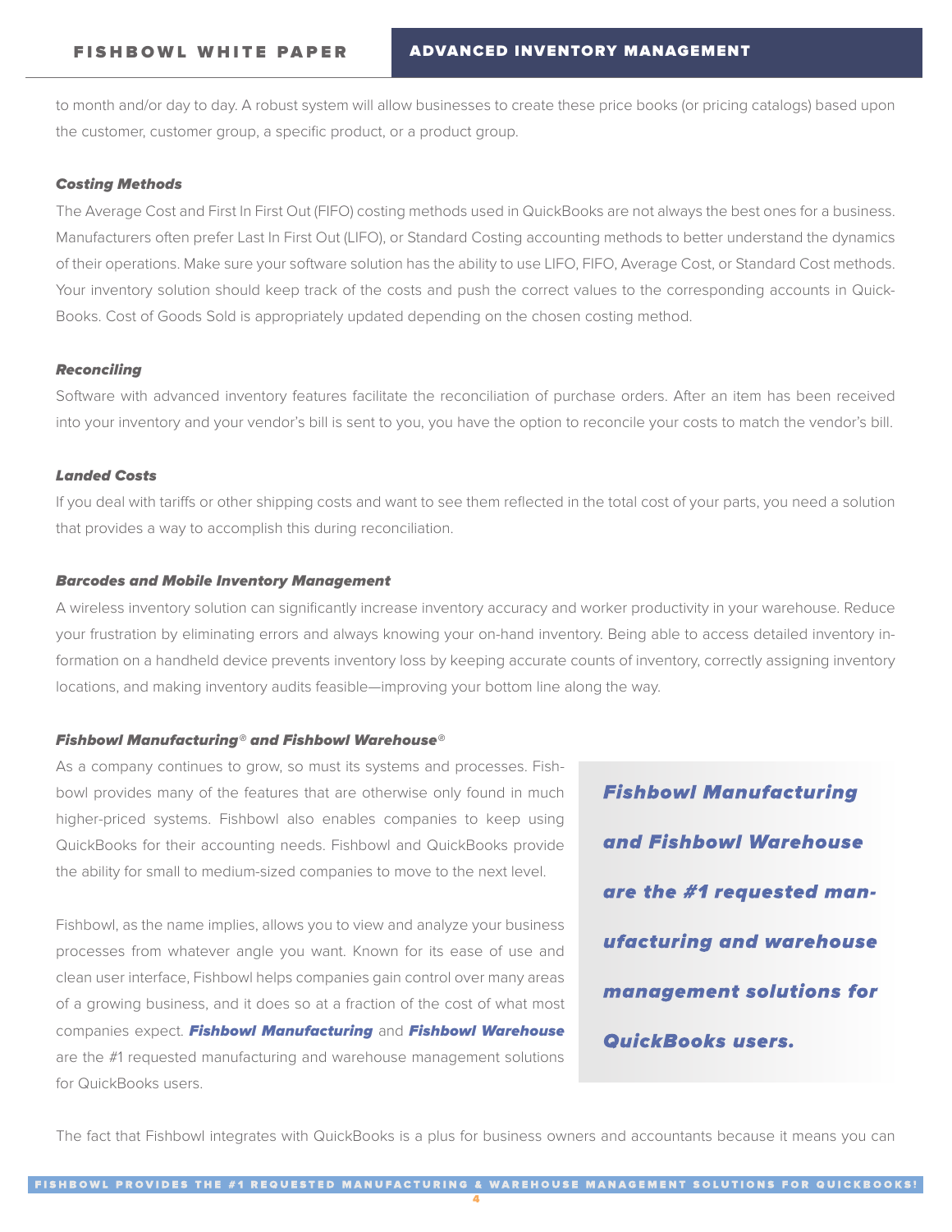to month and/or day to day. A robust system will allow businesses to create these price books (or pricing catalogs) based upon the customer, customer group, a specific product, or a product group.

### *Costing Methods*

The Average Cost and First In First Out (FIFO) costing methods used in QuickBooks are not always the best ones for a business. Manufacturers often prefer Last In First Out (LIFO), or Standard Costing accounting methods to better understand the dynamics of their operations. Make sure your software solution has the ability to use LIFO, FIFO, Average Cost, or Standard Cost methods. Your inventory solution should keep track of the costs and push the correct values to the corresponding accounts in QuickBooks. Cost of Goods Sold is appropriately updated depending on the chosen costing method.

### *Reconciling*

Software with advanced inventory features facilitate the reconciliation of purchase orders. After an item has been received into your inventory and your vendor's bill is sent to you, you have the option to reconcile your costs to match the vendor's bill.

### *Landed Costs*

If you deal with tariffs or other shipping costs and want to see them reflected in the total cost of your parts, you need a solution that provides a way to accomplish this during reconciliation.

### *Barcodes and Mobile Inventory Management*

A wireless inventory solution can significantly increase inventory accuracy and worker productivity in your warehouse. Reduce your frustration by eliminating errors and always knowing your on-hand inventory. Being able to access detailed inventory information on a handheld device prevents inventory loss by keeping accurate counts of inventory, correctly assigning inventory locations, and making inventory audits feasible—improving your bottom line along the way.

### *Fishbowl Manufacturing® and Fishbowl Warehouse®*

As a company continues to grow, so must its systems and processes. Fishbowl provides many of the features that are otherwise only found in much higher-priced systems. Fishbowl also enables companies to keep using QuickBooks for their accounting needs. Fishbowl and QuickBooks provide the ability for small to medium-sized companies to move to the next level.

Fishbowl, as the name implies, allows you to view and analyze your business processes from whatever angle you want. Known for its ease of use and clean user interface, Fishbowl helps companies gain control over many areas of a growing business, and it does so at a fraction of the cost of what most companies expect. ***Fishbowl Manufacturing*** and ***Fishbowl Warehouse*** are the #1 requested manufacturing and warehouse management solutions for QuickBooks users.

> ***Fishbowl Manufacturing and Fishbowl Warehouse are the #1 requested manufacturing and warehouse management solutions for QuickBooks users.***

The fact that Fishbowl integrates with QuickBooks is a plus for business owners and accountants because it means you can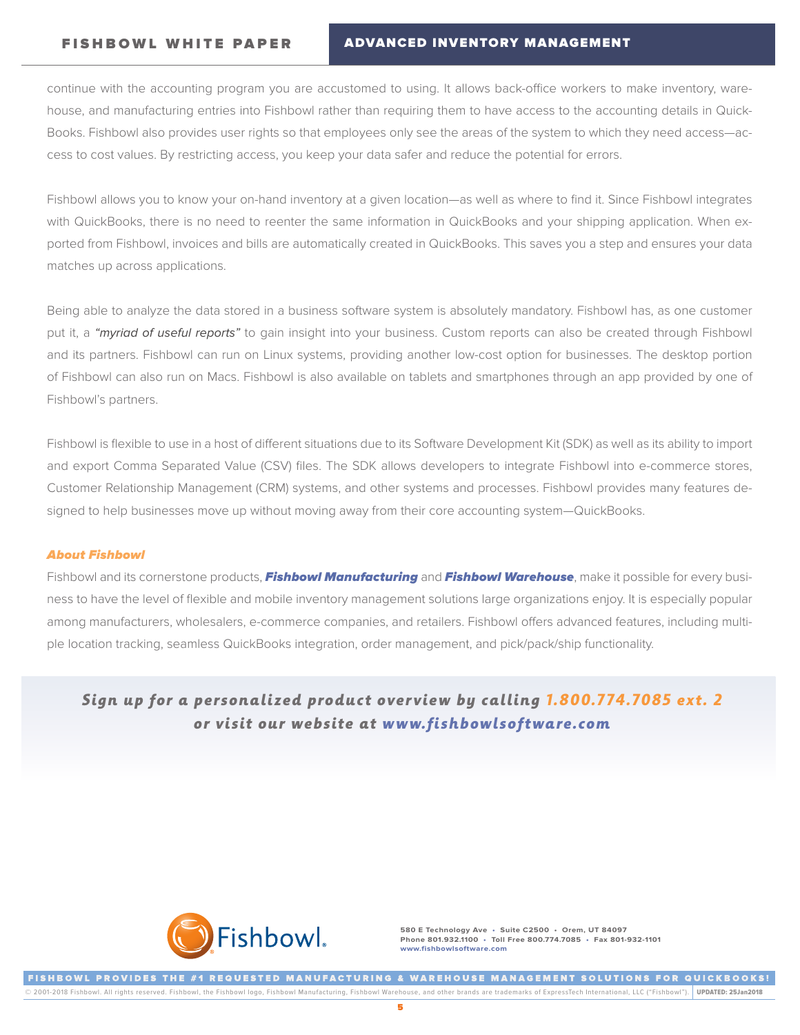continue with the accounting program you are accustomed to using. It allows back-office workers to make inventory, warehouse, and manufacturing entries into Fishbowl rather than requiring them to have access to the accounting details in QuickBooks. Fishbowl also provides user rights so that employees only see the areas of the system to which they need access—access to cost values. By restricting access, you keep your data safer and reduce the potential for errors.

Fishbowl allows you to know your on-hand inventory at a given location—as well as where to find it. Since Fishbowl integrates with QuickBooks, there is no need to reenter the same information in QuickBooks and your shipping application. When exported from Fishbowl, invoices and bills are automatically created in QuickBooks. This saves you a step and ensures your data matches up across applications.

Being able to analyze the data stored in a business software system is absolutely mandatory. Fishbowl has, as one customer put it, a *"myriad of useful reports"* to gain insight into your business. Custom reports can also be created through Fishbowl and its partners. Fishbowl can run on Linux systems, providing another low-cost option for businesses. The desktop portion of Fishbowl can also run on Macs. Fishbowl is also available on tablets and smartphones through an app provided by one of Fishbowl's partners.

Fishbowl is flexible to use in a host of different situations due to its Software Development Kit (SDK) as well as its ability to import and export Comma Separated Value (CSV) files. The SDK allows developers to integrate Fishbowl into e-commerce stores, Customer Relationship Management (CRM) systems, and other systems and processes. Fishbowl provides many features designed to help businesses move up without moving away from their core accounting system—QuickBooks.

### *About Fishbowl*

Fishbowl and its cornerstone products, ***Fishbowl Manufacturing*** and ***Fishbowl Warehouse***, make it possible for every business to have the level of flexible and mobile inventory management solutions large organizations enjoy. It is especially popular among manufacturers, wholesalers, e-commerce companies, and retailers. Fishbowl offers advanced features, including multiple location tracking, seamless QuickBooks integration, order management, and pick/pack/ship functionality.

***Sign up for a personalized product overview by calling 1.800.774.7085 ext. 2 or visit our website at www.fishbowlsoftware.com***

Fishbowl.

**580 E Technology Ave • Suite C2500 • Orem, UT 84097**
**Phone 801.932.1100 • Toll Free 800.774.7085 • Fax 801-932-1101**
**www.fishbowlsoftware.com**

**FISHBOWL PROVIDES THE #1 REQUESTED MANUFACTURING & WAREHOUSE MANAGEMENT SOLUTIONS FOR QUICKBOOKS!**

© 2001-2018 Fishbowl. All rights reserved. Fishbowl, the Fishbowl logo, Fishbowl Manufacturing, Fishbowl Warehouse, and other brands are trademarks of ExpressTech International, LLC ("Fishbowl"). **UPDATED: 25Jan2018**